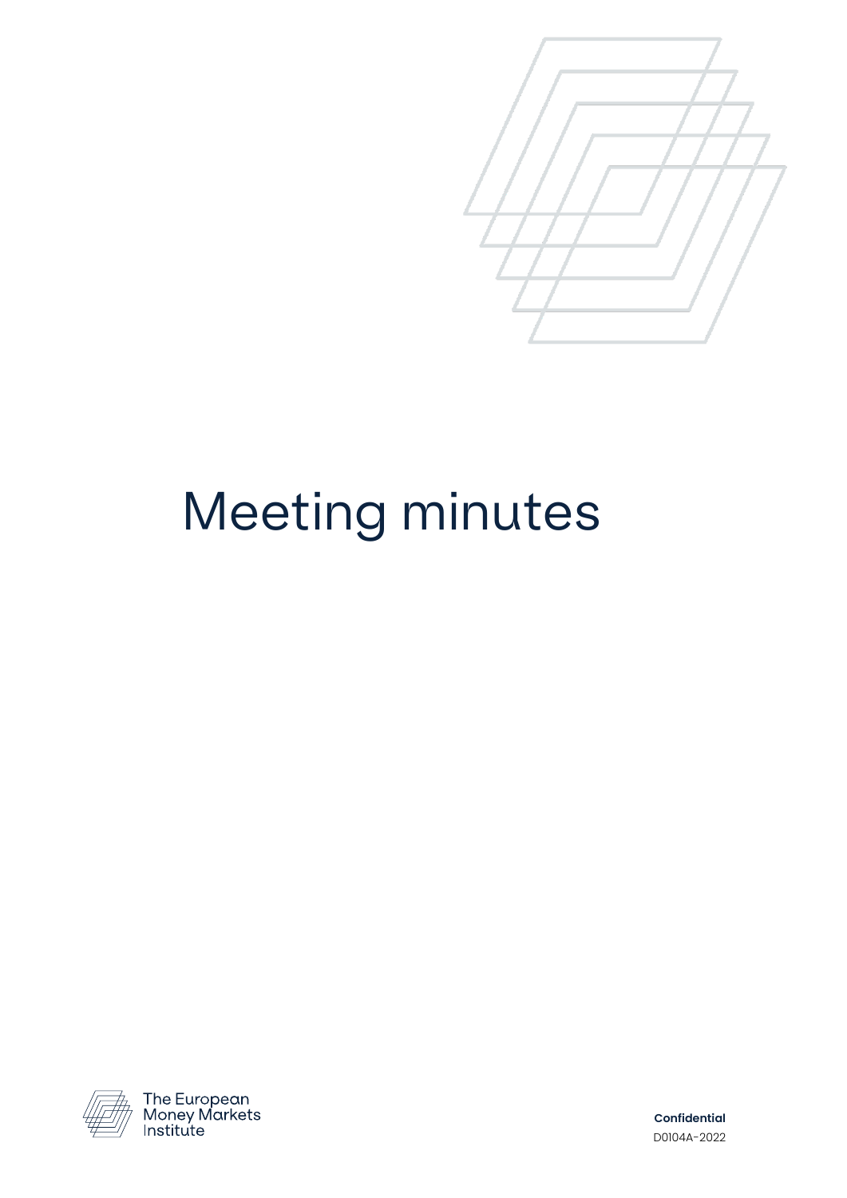# Meeting minutes

The European Money Markets Institute

**Confidential**

D0104A-2022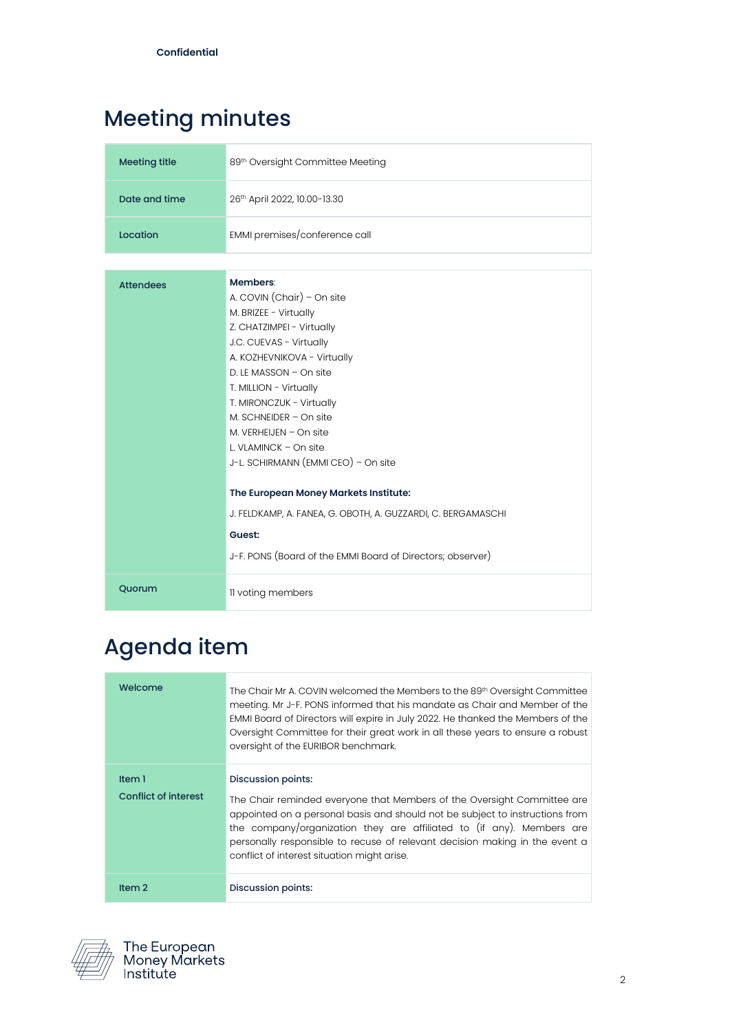**Confidential**

# Meeting minutes

| | |
|---|---|
| Meeting title | 89th Oversight Committee Meeting |
| Date and time | 26th April 2022, 10.00-13.30 |
| Location | EMMI premises/conference call |

| | |
|---|---|
| Attendees | **Members**:<br>A. COVIN (Chair) – On site<br>M. BRIZEE - Virtually<br>Z. CHATZIMPEI - Virtually<br>J.C. CUEVAS - Virtually<br>A. KOZHEVNIKOVA - Virtually<br>D. LE MASSON – On site<br>T. MILLION - Virtually<br>T. MIRONCZUK - Virtually<br>M. SCHNEIDER – On site<br>M. VERHEIJEN – On site<br>L. VLAMINCK – On site<br>J-L. SCHIRMANN (EMMI CEO) – On site<br><br>**The European Money Markets Institute:**<br>J. FELDKAMP, A. FANEA, G. OBOTH, A. GUZZARDI, C. BERGAMASCHI<br>**Guest:**<br>J-F. PONS (Board of the EMMI Board of Directors; observer) |
| Quorum | 11 voting members |

# Agenda item

| | |
|---|---|
| Welcome | The Chair Mr A. COVIN welcomed the Members to the 89th Oversight Committee meeting. Mr J-F. PONS informed that his mandate as Chair and Member of the EMMI Board of Directors will expire in July 2022. He thanked the Members of the Oversight Committee for their great work in all these years to ensure a robust oversight of the EURIBOR benchmark. |
| Item 1<br>Conflict of interest | **Discussion points:**<br>The Chair reminded everyone that Members of the Oversight Committee are appointed on a personal basis and should not be subject to instructions from the company/organization they are affiliated to (if any). Members are personally responsible to recuse of relevant decision making in the event a conflict of interest situation might arise. |
| Item 2 | **Discussion points:** |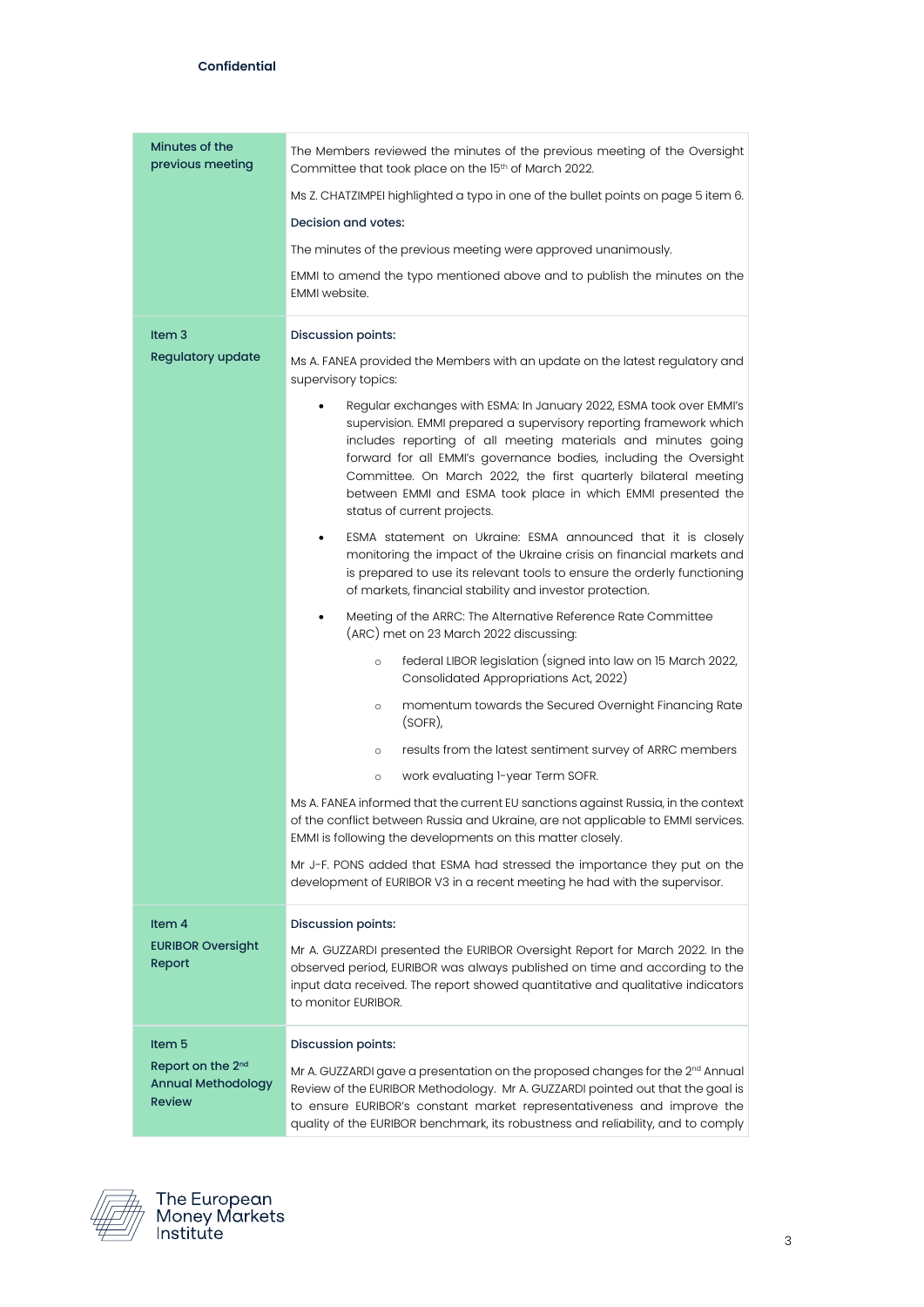**Confidential**

| | |
|---|---|
| **Minutes of the previous meeting** | The Members reviewed the minutes of the previous meeting of the Oversight Committee that took place on the 15th of March 2022.<br><br>Ms Z. CHATZIMPEI highlighted a typo in one of the bullet points on page 5 item 6.<br><br>**Decision and votes:**<br><br>The minutes of the previous meeting were approved unanimously.<br><br>EMMI to amend the typo mentioned above and to publish the minutes on the EMMI website. |
| **Item 3**<br><br>**Regulatory update** | **Discussion points:**<br><br>Ms A. FANEA provided the Members with an update on the latest regulatory and supervisory topics:<br><br>• Regular exchanges with ESMA: In January 2022, ESMA took over EMMI's supervision. EMMI prepared a supervisory reporting framework which includes reporting of all meeting materials and minutes going forward for all EMMI's governance bodies, including the Oversight Committee. On March 2022, the first quarterly bilateral meeting between EMMI and ESMA took place in which EMMI presented the status of current projects.<br><br>• ESMA statement on Ukraine: ESMA announced that it is closely monitoring the impact of the Ukraine crisis on financial markets and is prepared to use its relevant tools to ensure the orderly functioning of markets, financial stability and investor protection.<br><br>• Meeting of the ARRC: The Alternative Reference Rate Committee (ARC) met on 23 March 2022 discussing:<br>&nbsp;&nbsp;&nbsp;&nbsp;○ federal LIBOR legislation (signed into law on 15 March 2022, Consolidated Appropriations Act, 2022)<br>&nbsp;&nbsp;&nbsp;&nbsp;○ momentum towards the Secured Overnight Financing Rate (SOFR),<br>&nbsp;&nbsp;&nbsp;&nbsp;○ results from the latest sentiment survey of ARRC members<br>&nbsp;&nbsp;&nbsp;&nbsp;○ work evaluating 1-year Term SOFR.<br><br>Ms A. FANEA informed that the current EU sanctions against Russia, in the context of the conflict between Russia and Ukraine, are not applicable to EMMI services. EMMI is following the developments on this matter closely.<br><br>Mr J-F. PONS added that ESMA had stressed the importance they put on the development of EURIBOR V3 in a recent meeting he had with the supervisor. |
| **Item 4**<br><br>**EURIBOR Oversight Report** | **Discussion points:**<br><br>Mr A. GUZZARDI presented the EURIBOR Oversight Report for March 2022. In the observed period, EURIBOR was always published on time and according to the input data received. The report showed quantitative and qualitative indicators to monitor EURIBOR. |
| **Item 5**<br><br>**Report on the 2nd Annual Methodology Review** | **Discussion points:**<br><br>Mr A. GUZZARDI gave a presentation on the proposed changes for the 2nd Annual Review of the EURIBOR Methodology. Mr A. GUZZARDI pointed out that the goal is to ensure EURIBOR's constant market representativeness and improve the quality of the EURIBOR benchmark, its robustness and reliability, and to comply |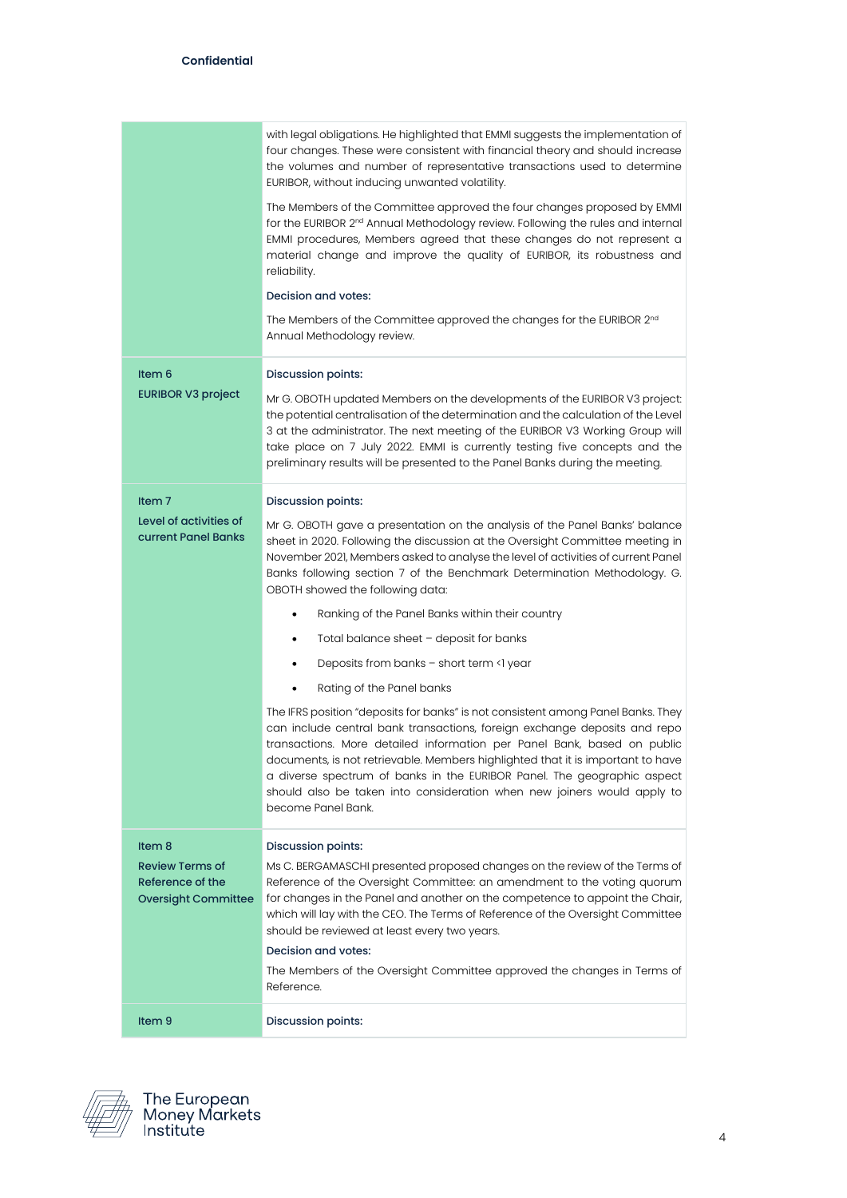**Confidential**

| | |
|---|---|
| | with legal obligations. He highlighted that EMMI suggests the implementation of four changes. These were consistent with financial theory and should increase the volumes and number of representative transactions used to determine EURIBOR, without inducing unwanted volatility.<br><br>The Members of the Committee approved the four changes proposed by EMMI for the EURIBOR 2nd Annual Methodology review. Following the rules and internal EMMI procedures, Members agreed that these changes do not represent a material change and improve the quality of EURIBOR, its robustness and reliability.<br><br>**Decision and votes:**<br><br>The Members of the Committee approved the changes for the EURIBOR 2nd Annual Methodology review. |
| **Item 6**<br><br>**EURIBOR V3 project** | **Discussion points:**<br><br>Mr G. OBOTH updated Members on the developments of the EURIBOR V3 project: the potential centralisation of the determination and the calculation of the Level 3 at the administrator. The next meeting of the EURIBOR V3 Working Group will take place on 7 July 2022. EMMI is currently testing five concepts and the preliminary results will be presented to the Panel Banks during the meeting. |
| **Item 7**<br><br>**Level of activities of current Panel Banks** | **Discussion points:**<br><br>Mr G. OBOTH gave a presentation on the analysis of the Panel Banks' balance sheet in 2020. Following the discussion at the Oversight Committee meeting in November 2021, Members asked to analyse the level of activities of current Panel Banks following section 7 of the Benchmark Determination Methodology. G. OBOTH showed the following data:<br><br>• Ranking of the Panel Banks within their country<br>• Total balance sheet – deposit for banks<br>• Deposits from banks – short term <1 year<br>• Rating of the Panel banks<br><br>The IFRS position "deposits for banks" is not consistent among Panel Banks. They can include central bank transactions, foreign exchange deposits and repo transactions. More detailed information per Panel Bank, based on public documents, is not retrievable. Members highlighted that it is important to have a diverse spectrum of banks in the EURIBOR Panel. The geographic aspect should also be taken into consideration when new joiners would apply to become Panel Bank. |
| **Item 8**<br><br>**Review Terms of Reference of the Oversight Committee** | **Discussion points:**<br><br>Ms C. BERGAMASCHI presented proposed changes on the review of the Terms of Reference of the Oversight Committee: an amendment to the voting quorum for changes in the Panel and another on the competence to appoint the Chair, which will lay with the CEO. The Terms of Reference of the Oversight Committee should be reviewed at least every two years.<br><br>**Decision and votes:**<br><br>The Members of the Oversight Committee approved the changes in Terms of Reference. |
| **Item 9** | **Discussion points:** |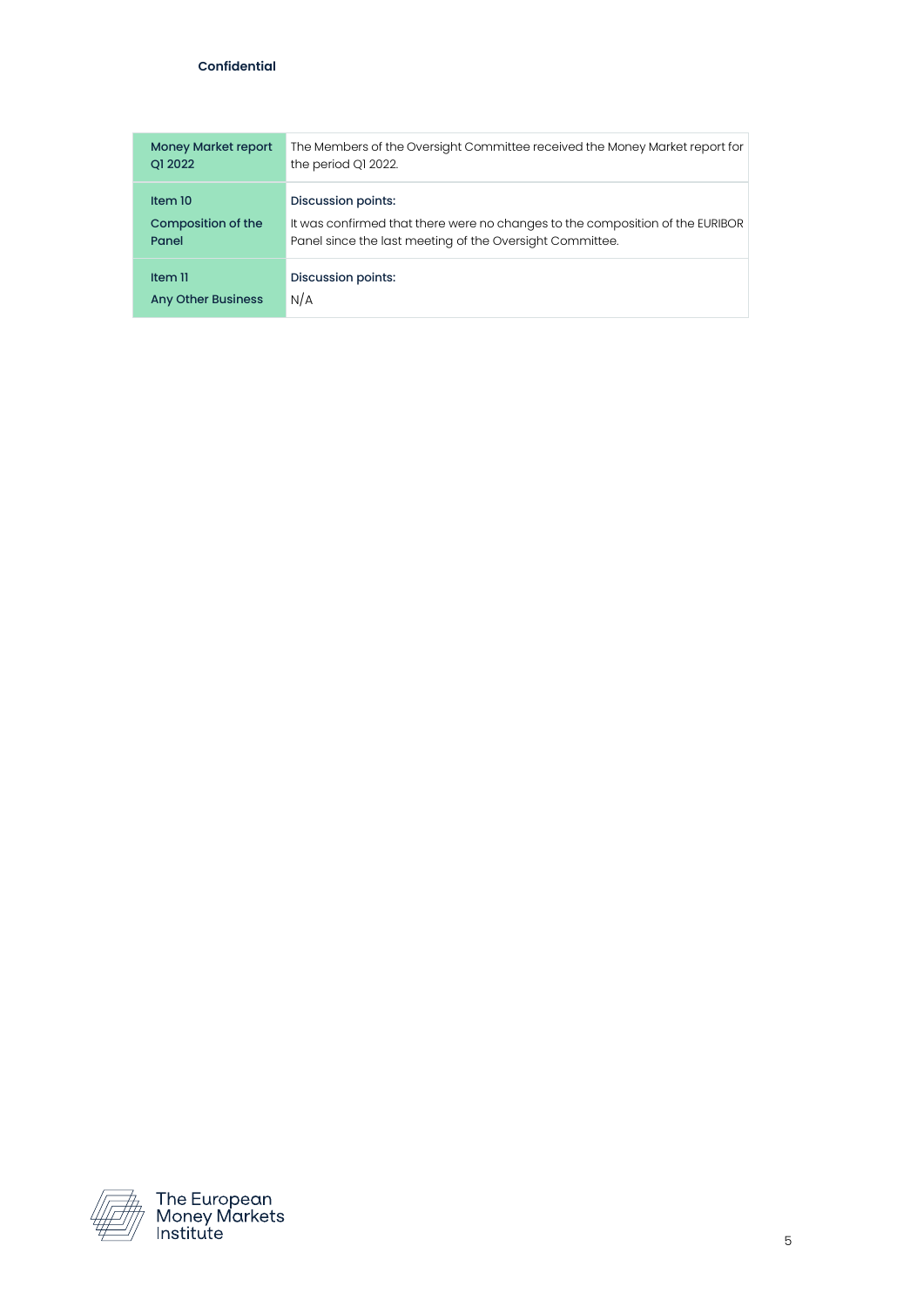**Confidential**

| | |
|---|---|
| **Money Market report Q1 2022** | The Members of the Oversight Committee received the Money Market report for the period Q1 2022. |
| **Item 10**<br><br>**Composition of the Panel** | **Discussion points:**<br><br>It was confirmed that there were no changes to the composition of the EURIBOR Panel since the last meeting of the Oversight Committee. |
| **Item 11**<br><br>**Any Other Business** | **Discussion points:**<br><br>N/A |